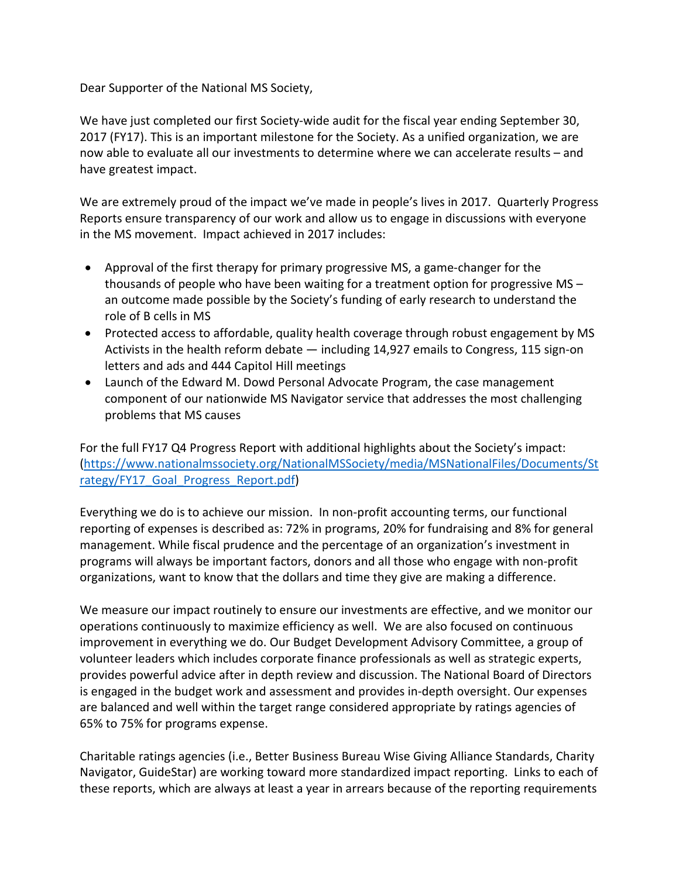Dear Supporter of the National MS Society,

We have just completed our first Society-wide audit for the fiscal year ending September 30, 2017 (FY17). This is an important milestone for the Society. As a unified organization, we are now able to evaluate all our investments to determine where we can accelerate results – and have greatest impact.

We are extremely proud of the impact we've made in people's lives in 2017. Quarterly Progress Reports ensure transparency of our work and allow us to engage in discussions with everyone in the MS movement. Impact achieved in 2017 includes:

- Approval of the first therapy for primary progressive MS, a game-changer for the thousands of people who have been waiting for a treatment option for progressive MS – an outcome made possible by the Society's funding of early research to understand the role of B cells in MS
- Protected access to affordable, quality health coverage through robust engagement by MS Activists in the health reform debate — including 14,927 emails to Congress, 115 sign-on letters and ads and 444 Capitol Hill meetings
- Launch of the Edward M. Dowd Personal Advocate Program, the case management component of our nationwide MS Navigator service that addresses the most challenging problems that MS causes

For the full FY17 Q4 Progress Report with additional highlights about the Society's impact: (https://www.nationalmssociety.org/NationalMSSociety/media/MSNationalFiles/Documents/Strategy/FY17_Goal_Progress_Report.pdf)

Everything we do is to achieve our mission. In non-profit accounting terms, our functional reporting of expenses is described as: 72% in programs, 20% for fundraising and 8% for general management. While fiscal prudence and the percentage of an organization's investment in programs will always be important factors, donors and all those who engage with non-profit organizations, want to know that the dollars and time they give are making a difference.

We measure our impact routinely to ensure our investments are effective, and we monitor our operations continuously to maximize efficiency as well. We are also focused on continuous improvement in everything we do. Our Budget Development Advisory Committee, a group of volunteer leaders which includes corporate finance professionals as well as strategic experts, provides powerful advice after in depth review and discussion. The National Board of Directors is engaged in the budget work and assessment and provides in-depth oversight. Our expenses are balanced and well within the target range considered appropriate by ratings agencies of 65% to 75% for programs expense.

Charitable ratings agencies (i.e., Better Business Bureau Wise Giving Alliance Standards, Charity Navigator, GuideStar) are working toward more standardized impact reporting. Links to each of these reports, which are always at least a year in arrears because of the reporting requirements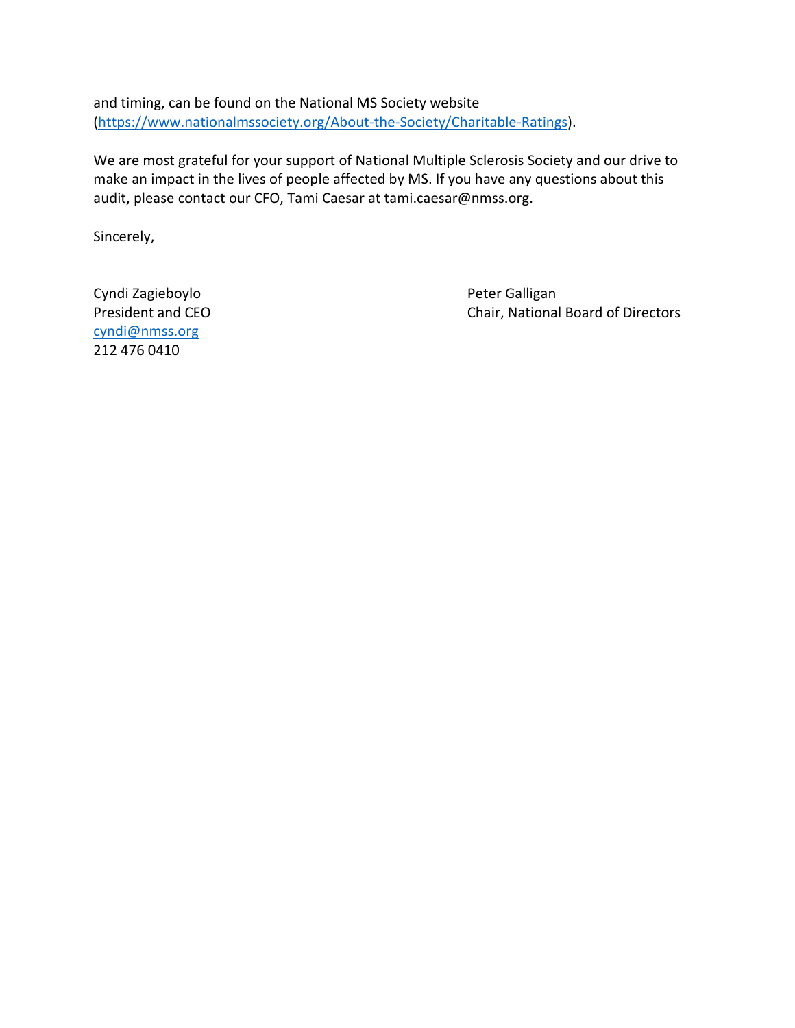and timing, can be found on the National MS Society website (https://www.nationalmssociety.org/About-the-Society/Charitable-Ratings).

We are most grateful for your support of National Multiple Sclerosis Society and our drive to make an impact in the lives of people affected by MS. If you have any questions about this audit, please contact our CFO, Tami Caesar at tami.caesar@nmss.org.

Sincerely,

Cyndi Zagieboylo
President and CEO
cyndi@nmss.org
212 476 0410

Peter Galligan
Chair, National Board of Directors